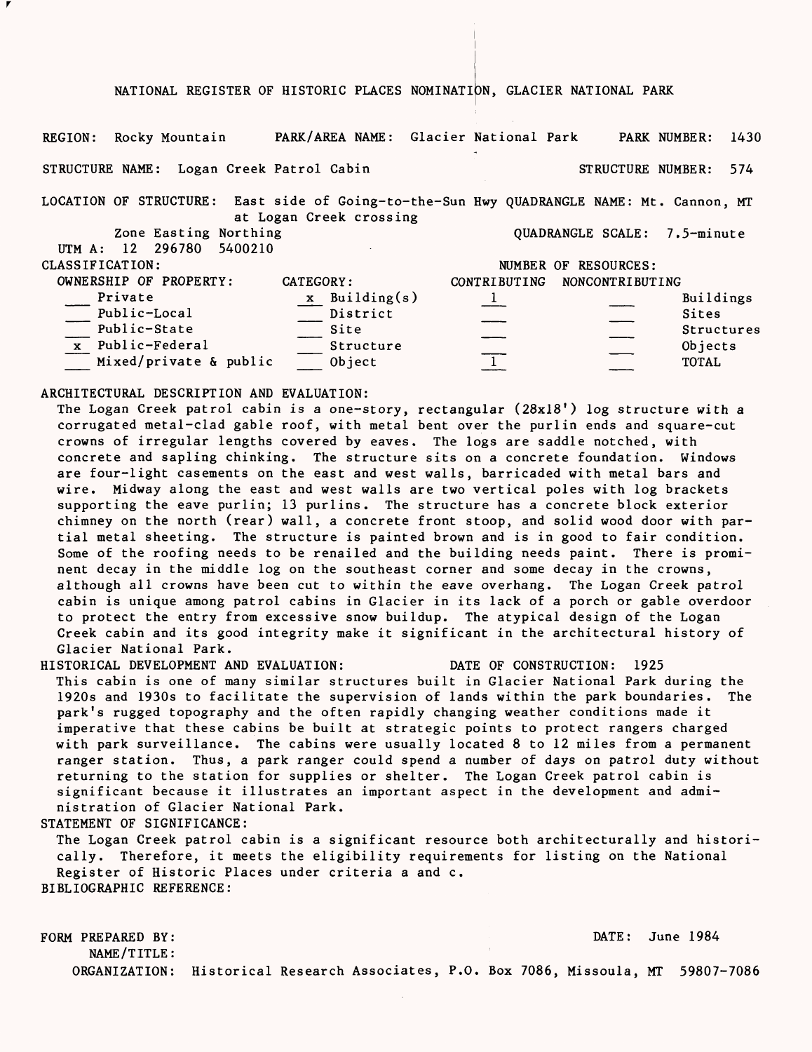# NATIONAL REGISTER OF HISTORIC PLACES NOMINATION, GLACIER NATIONAL PARK

**REGION:** Rocky Mountain **PARK/AREA NAME:** Glacier National Park **PARK NUMBER:** 1430

**STRUCTURE NAME:** Logan Creek Patrol Cabin **STRUCTURE NUMBER:** 574

**LOCATION OF STRUCTURE:** East side of Going-to-the-Sun Hwy at Logan Creek crossing **QUADRANGLE NAME:** Mt. Cannon, MT

**QUADRANGLE SCALE:** 7.5-minute

| | Zone | Easting | Northing |
|---|---|---|---|
| UTM A: | 12 | 296780 | 5400210 |

**CLASSIFICATION:**

| OWNERSHIP OF PROPERTY: | CATEGORY: | NUMBER OF RESOURCES: CONTRIBUTING | NONCONTRIBUTING | |
|---|---|---|---|---|
| ___ Private | x Building(s) | 1 | ___ | Buildings |
| ___ Public-Local | ___ District | ___ | ___ | Sites |
| ___ Public-State | ___ Site | ___ | ___ | Structures |
| x Public-Federal | ___ Structure | ___ | ___ | Objects |
| ___ Mixed/private & public | ___ Object | 1 | ___ | TOTAL |

**ARCHITECTURAL DESCRIPTION AND EVALUATION:**

The Logan Creek patrol cabin is a one-story, rectangular (28x18') log structure with a corrugated metal-clad gable roof, with metal bent over the purlin ends and square-cut crowns of irregular lengths covered by eaves. The logs are saddle notched, with concrete and sapling chinking. The structure sits on a concrete foundation. Windows are four-light casements on the east and west walls, barricaded with metal bars and wire. Midway along the east and west walls are two vertical poles with log brackets supporting the eave purlin; 13 purlins. The structure has a concrete block exterior chimney on the north (rear) wall, a concrete front stoop, and solid wood door with partial metal sheeting. The structure is painted brown and is in good to fair condition. Some of the roofing needs to be renailed and the building needs paint. There is prominent decay in the middle log on the southeast corner and some decay in the crowns, although all crowns have been cut to within the eave overhang. The Logan Creek patrol cabin is unique among patrol cabins in Glacier in its lack of a porch or gable overdoor to protect the entry from excessive snow buildup. The atypical design of the Logan Creek cabin and its good integrity make it significant in the architectural history of Glacier National Park.

**HISTORICAL DEVELOPMENT AND EVALUATION:** **DATE OF CONSTRUCTION:** 1925

This cabin is one of many similar structures built in Glacier National Park during the 1920s and 1930s to facilitate the supervision of lands within the park boundaries. The park's rugged topography and the often rapidly changing weather conditions made it imperative that these cabins be built at strategic points to protect rangers charged with park surveillance. The cabins were usually located 8 to 12 miles from a permanent ranger station. Thus, a park ranger could spend a number of days on patrol duty without returning to the station for supplies or shelter. The Logan Creek patrol cabin is significant because it illustrates an important aspect in the development and administration of Glacier National Park.

**STATEMENT OF SIGNIFICANCE:**

The Logan Creek patrol cabin is a significant resource both architecturally and historically. Therefore, it meets the eligibility requirements for listing on the National Register of Historic Places under criteria a and c.

**BIBLIOGRAPHIC REFERENCE:**

**FORM PREPARED BY:** **DATE:** June 1984

**NAME/TITLE:**

**ORGANIZATION:** Historical Research Associates, P.O. Box 7086, Missoula, MT 59807-7086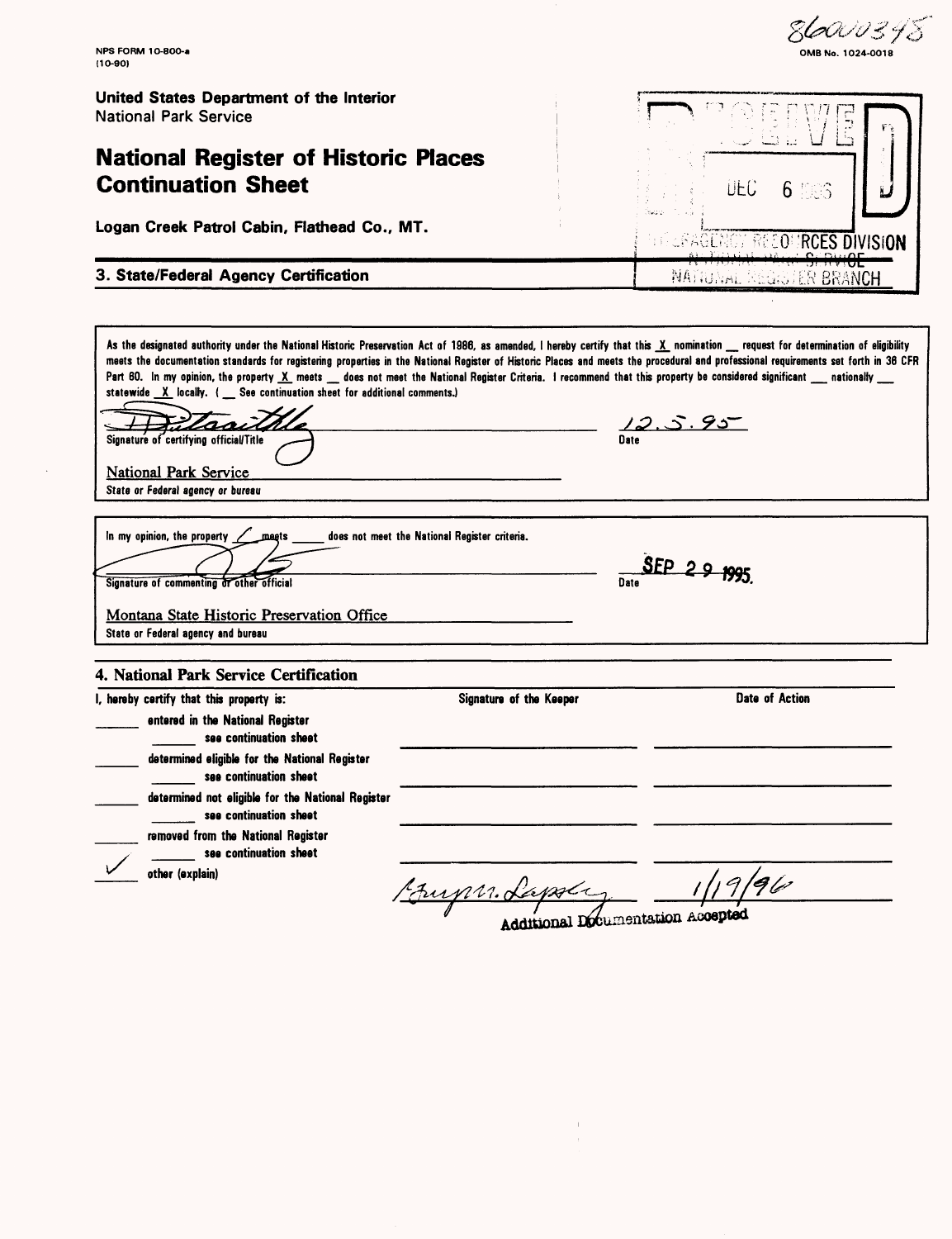NPS FORM 10-800-a
(10-90)

860000348

OMB No. 1024-0018

**United States Department of the Interior**
National Park Service

# National Register of Historic Places Continuation Sheet

**Logan Creek Patrol Cabin, Flathead Co., MT.**

RECEIVED
DEC 6 1996
INTERAGENCY RESOURCES DIVISION
NATIONAL PARK SERVICE
NATIONAL REGISTER BRANCH

## 3. State/Federal Agency Certification

As the designated authority under the National Historic Preservation Act of 1986, as amended, I hereby certify that this _X_ nomination __ request for determination of eligibility meets the documentation standards for registering properties in the National Register of Historic Places and meets the procedural and professional requirements set forth in 36 CFR Part 60. In my opinion, the property _X_ meets __ does not meet the National Register Criteria. I recommend that this property be considered significant __ nationally __ statewide _X_ locally. ( __ See continuation sheet for additional comments.)

Signature of certifying official/Title — Date: 12.5.95

National Park Service
State or Federal agency or bureau

In my opinion, the property _✓_ meets _____ does not meet the National Register criteria.

Signature of commenting or other official — Date: SEP 29 1995.

Montana State Historic Preservation Office
State or Federal agency and bureau

## 4. National Park Service Certification

| I, hereby certify that this property is: | Signature of the Keeper | Date of Action |
|---|---|---|
| ____ entered in the National Register ____ see continuation sheet | | |
| ____ determined eligible for the National Register ____ see continuation sheet | | |
| ____ determined not eligible for the National Register ____ see continuation sheet | | |
| ____ removed from the National Register ____ see continuation sheet | | |
| ✓ other (explain) | Additional Documentation Accepted | 1/19/96 |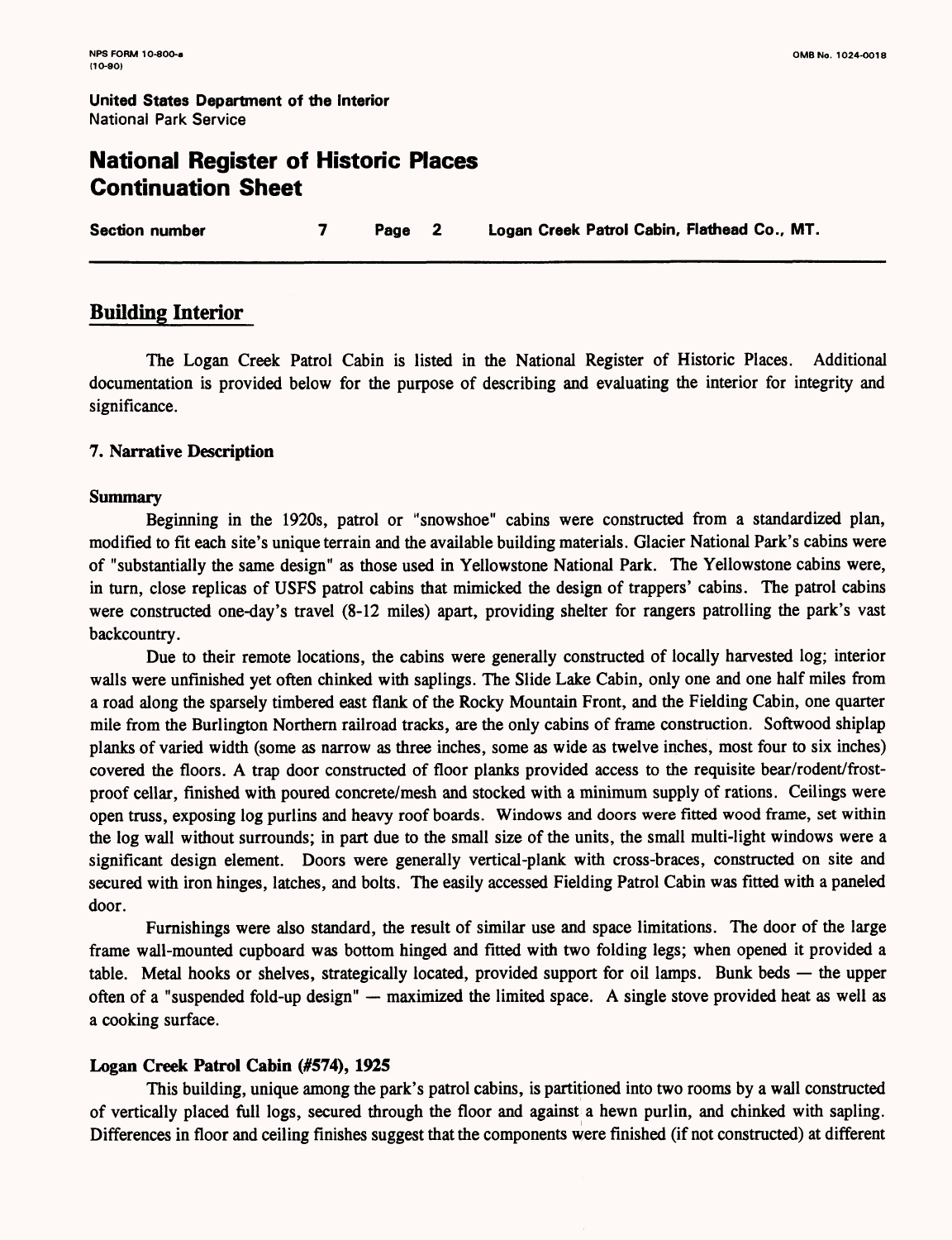**United States Department of the Interior**
National Park Service

# National Register of Historic Places Continuation Sheet

**Section number 7 Page 2 Logan Creek Patrol Cabin, Flathead Co., MT.**

## Building Interior

The Logan Creek Patrol Cabin is listed in the National Register of Historic Places. Additional documentation is provided below for the purpose of describing and evaluating the interior for integrity and significance.

### 7. Narrative Description

#### Summary

Beginning in the 1920s, patrol or "snowshoe" cabins were constructed from a standardized plan, modified to fit each site's unique terrain and the available building materials. Glacier National Park's cabins were of "substantially the same design" as those used in Yellowstone National Park. The Yellowstone cabins were, in turn, close replicas of USFS patrol cabins that mimicked the design of trappers' cabins. The patrol cabins were constructed one-day's travel (8-12 miles) apart, providing shelter for rangers patrolling the park's vast backcountry.

Due to their remote locations, the cabins were generally constructed of locally harvested log; interior walls were unfinished yet often chinked with saplings. The Slide Lake Cabin, only one and one half miles from a road along the sparsely timbered east flank of the Rocky Mountain Front, and the Fielding Cabin, one quarter mile from the Burlington Northern railroad tracks, are the only cabins of frame construction. Softwood shiplap planks of varied width (some as narrow as three inches, some as wide as twelve inches, most four to six inches) covered the floors. A trap door constructed of floor planks provided access to the requisite bear/rodent/frost-proof cellar, finished with poured concrete/mesh and stocked with a minimum supply of rations. Ceilings were open truss, exposing log purlins and heavy roof boards. Windows and doors were fitted wood frame, set within the log wall without surrounds; in part due to the small size of the units, the small multi-light windows were a significant design element. Doors were generally vertical-plank with cross-braces, constructed on site and secured with iron hinges, latches, and bolts. The easily accessed Fielding Patrol Cabin was fitted with a paneled door.

Furnishings were also standard, the result of similar use and space limitations. The door of the large frame wall-mounted cupboard was bottom hinged and fitted with two folding legs; when opened it provided a table. Metal hooks or shelves, strategically located, provided support for oil lamps. Bunk beds — the upper often of a "suspended fold-up design" — maximized the limited space. A single stove provided heat as well as a cooking surface.

#### Logan Creek Patrol Cabin (#574), 1925

This building, unique among the park's patrol cabins, is partitioned into two rooms by a wall constructed of vertically placed full logs, secured through the floor and against a hewn purlin, and chinked with sapling. Differences in floor and ceiling finishes suggest that the components were finished (if not constructed) at different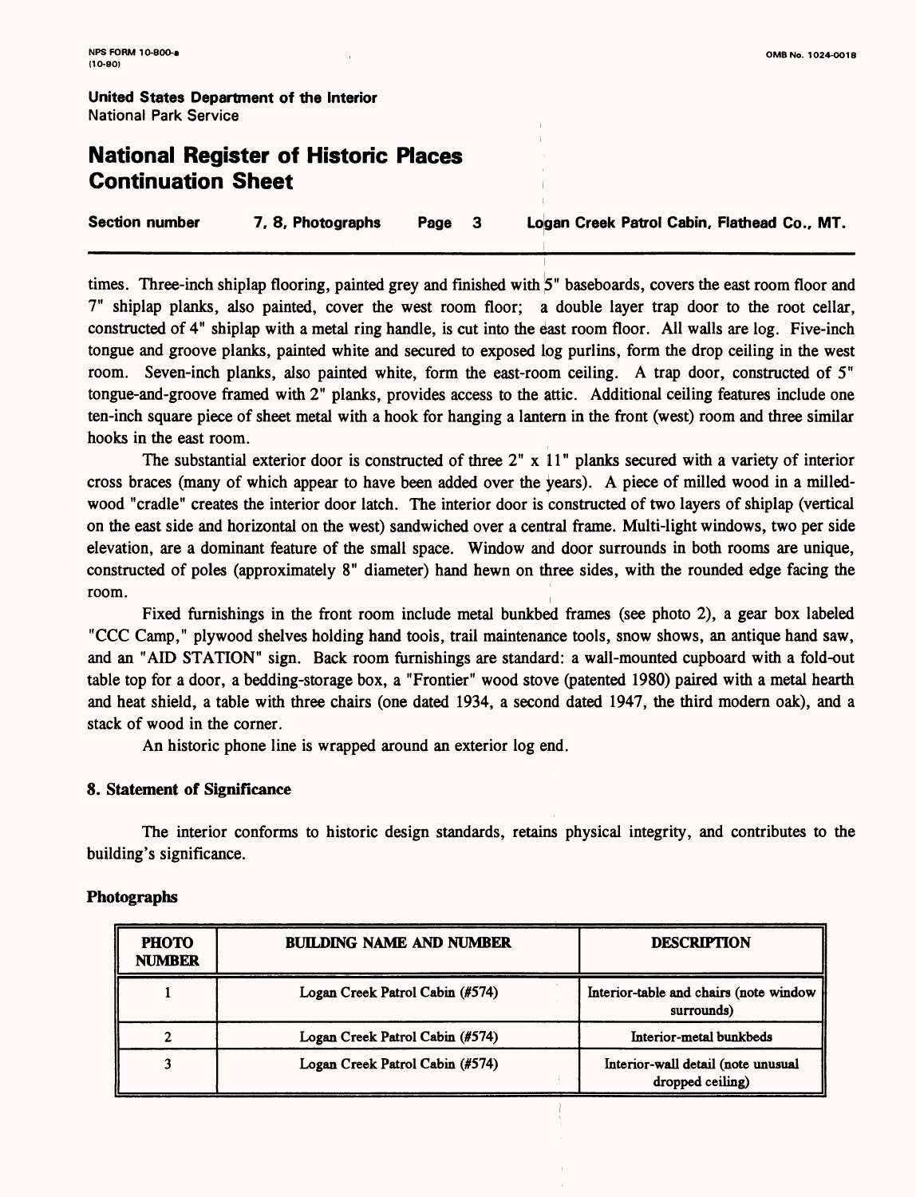times. Three-inch shiplap flooring, painted grey and finished with 5" baseboards, covers the east room floor and 7" shiplap planks, also painted, cover the west room floor; a double layer trap door to the root cellar, constructed of 4" shiplap with a metal ring handle, is cut into the east room floor. All walls are log. Five-inch tongue and groove planks, painted white and secured to exposed log purlins, form the drop ceiling in the west room. Seven-inch planks, also painted white, form the east-room ceiling. A trap door, constructed of 5" tongue-and-groove framed with 2" planks, provides access to the attic. Additional ceiling features include one ten-inch square piece of sheet metal with a hook for hanging a lantern in the front (west) room and three similar hooks in the east room.

The substantial exterior door is constructed of three 2" x 11" planks secured with a variety of interior cross braces (many of which appear to have been added over the years). A piece of milled wood in a milled-wood "cradle" creates the interior door latch. The interior door is constructed of two layers of shiplap (vertical on the east side and horizontal on the west) sandwiched over a central frame. Multi-light windows, two per side elevation, are a dominant feature of the small space. Window and door surrounds in both rooms are unique, constructed of poles (approximately 8" diameter) hand hewn on three sides, with the rounded edge facing the room.

Fixed furnishings in the front room include metal bunkbed frames (see photo 2), a gear box labeled "CCC Camp," plywood shelves holding hand tools, trail maintenance tools, snow shows, an antique hand saw, and an "AID STATION" sign. Back room furnishings are standard: a wall-mounted cupboard with a fold-out table top for a door, a bedding-storage box, a "Frontier" wood stove (patented 1980) paired with a metal hearth and heat shield, a table with three chairs (one dated 1934, a second dated 1947, the third modern oak), and a stack of wood in the corner.

An historic phone line is wrapped around an exterior log end.

## 8. Statement of Significance

The interior conforms to historic design standards, retains physical integrity, and contributes to the building's significance.

## Photographs

| PHOTO NUMBER | BUILDING NAME AND NUMBER | DESCRIPTION |
|---|---|---|
| 1 | Logan Creek Patrol Cabin (#574) | Interior-table and chairs (note window surrounds) |
| 2 | Logan Creek Patrol Cabin (#574) | Interior-metal bunkbeds |
| 3 | Logan Creek Patrol Cabin (#574) | Interior-wall detail (note unusual dropped ceiling) |